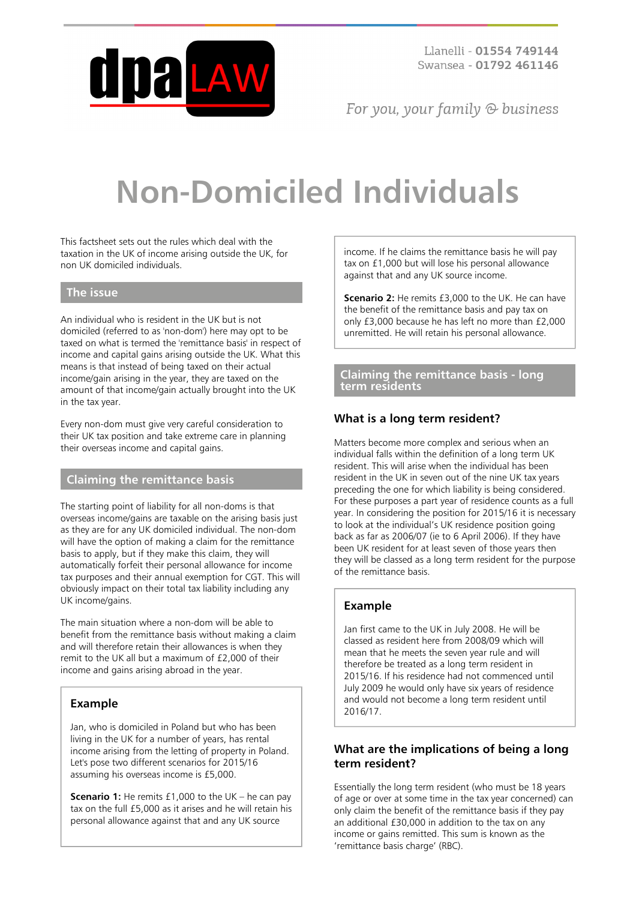# Non-Domiciled Individuals

This factsheet sets out the rules which deal with the taxation in the UK of income arising outside the UK, for non UK domiciled individuals.

## The issue

An individual who is resident in the UK but is not domiciled (referred to as 'non-dom') here may opt to be taxed on what is termed the 'remittance basis' in respect of income and capital gains arising outside the UK. What this means is that instead of being taxed on their actual income/gain arising in the year, they are taxed on the amount of that income/gain actually brought into the UK in the tax year.

Every non-dom must give very careful consideration to their UK tax position and take extreme care in planning their overseas income and capital gains.

## Claiming the remittance basis

The starting point of liability for all non-doms is that overseas income/gains are taxable on the arising basis just as they are for any UK domiciled individual. The non-dom will have the option of making a claim for the remittance basis to apply, but if they make this claim, they will automatically forfeit their personal allowance for income tax purposes and their annual exemption for CGT. This will obviously impact on their total tax liability including any UK income/gains.

The main situation where a non-dom will be able to benefit from the remittance basis without making a claim and will therefore retain their allowances is when they remit to the UK all but a maximum of £2,000 of their income and gains arising abroad in the year.

### Example

Jan, who is domiciled in Poland but who has been living in the UK for a number of years, has rental income arising from the letting of property in Poland. Let's pose two different scenarios for 2015/16 assuming his overseas income is £5,000.

**Scenario 1:** He remits £1,000 to the UK – he can pay tax on the full £5,000 as it arises and he will retain his personal allowance against that and any UK source income. If he claims the remittance basis he will pay tax on £1,000 but will lose his personal allowance against that and any UK source income.

**Scenario 2:** He remits £3,000 to the UK. He can have the benefit of the remittance basis and pay tax on only £3,000 because he has left no more than £2,000 unremitted. He will retain his personal allowance.

## Claiming the remittance basis - long term residents

### What is a long term resident?

Matters become more complex and serious when an individual falls within the definition of a long term UK resident. This will arise when the individual has been resident in the UK in seven out of the nine UK tax years preceding the one for which liability is being considered. For these purposes a part year of residence counts as a full year. In considering the position for 2015/16 it is necessary to look at the individual's UK residence position going back as far as 2006/07 (ie to 6 April 2006). If they have been UK resident for at least seven of those years then they will be classed as a long term resident for the purpose of the remittance basis.

### Example

Jan first came to the UK in July 2008. He will be classed as resident here from 2008/09 which will mean that he meets the seven year rule and will therefore be treated as a long term resident in 2015/16. If his residence had not commenced until July 2009 he would only have six years of residence and would not become a long term resident until 2016/17.

### What are the implications of being a long term resident?

Essentially the long term resident (who must be 18 years of age or over at some time in the tax year concerned) can only claim the benefit of the remittance basis if they pay an additional £30,000 in addition to the tax on any income or gains remitted. This sum is known as the 'remittance basis charge' (RBC).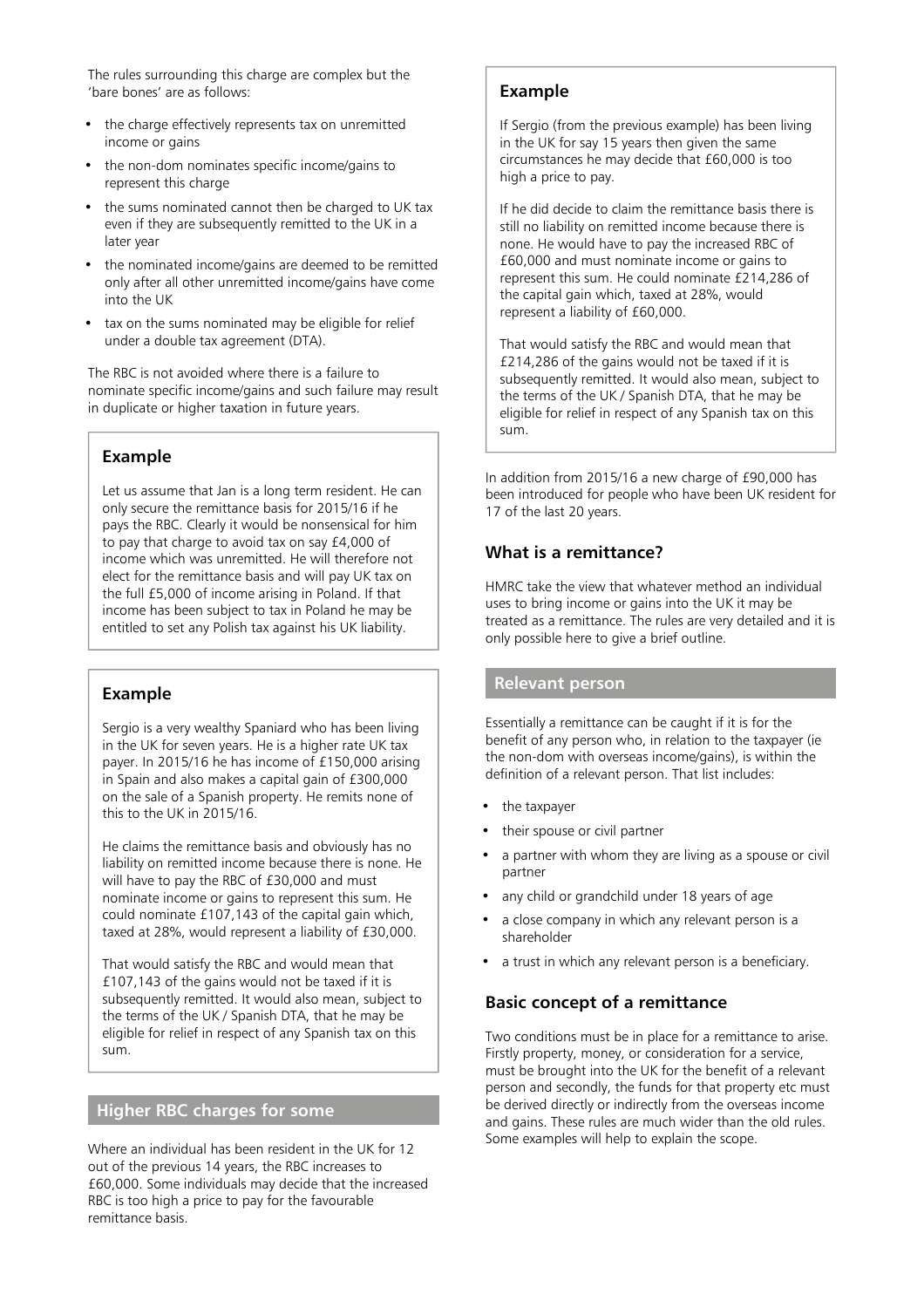The rules surrounding this charge are complex but the 'bare bones' are as follows:

- the charge effectively represents tax on unremitted income or gains
- the non-dom nominates specific income/gains to represent this charge
- the sums nominated cannot then be charged to UK tax even if they are subsequently remitted to the UK in a later year
- the nominated income/gains are deemed to be remitted only after all other unremitted income/gains have come into the UK
- tax on the sums nominated may be eligible for relief under a double tax agreement (DTA).

The RBC is not avoided where there is a failure to nominate specific income/gains and such failure may result in duplicate or higher taxation in future years.

### Example

Let us assume that Jan is a long term resident. He can only secure the remittance basis for 2015/16 if he pays the RBC. Clearly it would be nonsensical for him to pay that charge to avoid tax on say £4,000 of income which was unremitted. He will therefore not elect for the remittance basis and will pay UK tax on the full £5,000 of income arising in Poland. If that income has been subject to tax in Poland he may be entitled to set any Polish tax against his UK liability.

### Example

Sergio is a very wealthy Spaniard who has been living in the UK for seven years. He is a higher rate UK tax payer. In 2015/16 he has income of £150,000 arising in Spain and also makes a capital gain of £300,000 on the sale of a Spanish property. He remits none of this to the UK in 2015/16.

He claims the remittance basis and obviously has no liability on remitted income because there is none. He will have to pay the RBC of £30,000 and must nominate income or gains to represent this sum. He could nominate £107,143 of the capital gain which, taxed at 28%, would represent a liability of £30,000.

That would satisfy the RBC and would mean that £107,143 of the gains would not be taxed if it is subsequently remitted. It would also mean, subject to the terms of the UK / Spanish DTA, that he may be eligible for relief in respect of any Spanish tax on this sum.

## Higher RBC charges for some

Where an individual has been resident in the UK for 12 out of the previous 14 years, the RBC increases to £60,000. Some individuals may decide that the increased RBC is too high a price to pay for the favourable remittance basis.

### Example

If Sergio (from the previous example) has been living in the UK for say 15 years then given the same circumstances he may decide that £60,000 is too high a price to pay.

If he did decide to claim the remittance basis there is still no liability on remitted income because there is none. He would have to pay the increased RBC of £60,000 and must nominate income or gains to represent this sum. He could nominate £214,286 of the capital gain which, taxed at 28%, would represent a liability of £60,000.

That would satisfy the RBC and would mean that £214,286 of the gains would not be taxed if it is subsequently remitted. It would also mean, subject to the terms of the UK / Spanish DTA, that he may be eligible for relief in respect of any Spanish tax on this sum.

In addition from 2015/16 a new charge of £90,000 has been introduced for people who have been UK resident for 17 of the last 20 years.

### What is a remittance?

HMRC take the view that whatever method an individual uses to bring income or gains into the UK it may be treated as a remittance. The rules are very detailed and it is only possible here to give a brief outline.

## Relevant person

Essentially a remittance can be caught if it is for the benefit of any person who, in relation to the taxpayer (ie the non-dom with overseas income/gains), is within the definition of a relevant person. That list includes:

- the taxpayer
- their spouse or civil partner
- a partner with whom they are living as a spouse or civil partner
- any child or grandchild under 18 years of age
- a close company in which any relevant person is a shareholder
- a trust in which any relevant person is a beneficiary.

### Basic concept of a remittance

Two conditions must be in place for a remittance to arise. Firstly property, money, or consideration for a service, must be brought into the UK for the benefit of a relevant person and secondly, the funds for that property etc must be derived directly or indirectly from the overseas income and gains. These rules are much wider than the old rules. Some examples will help to explain the scope.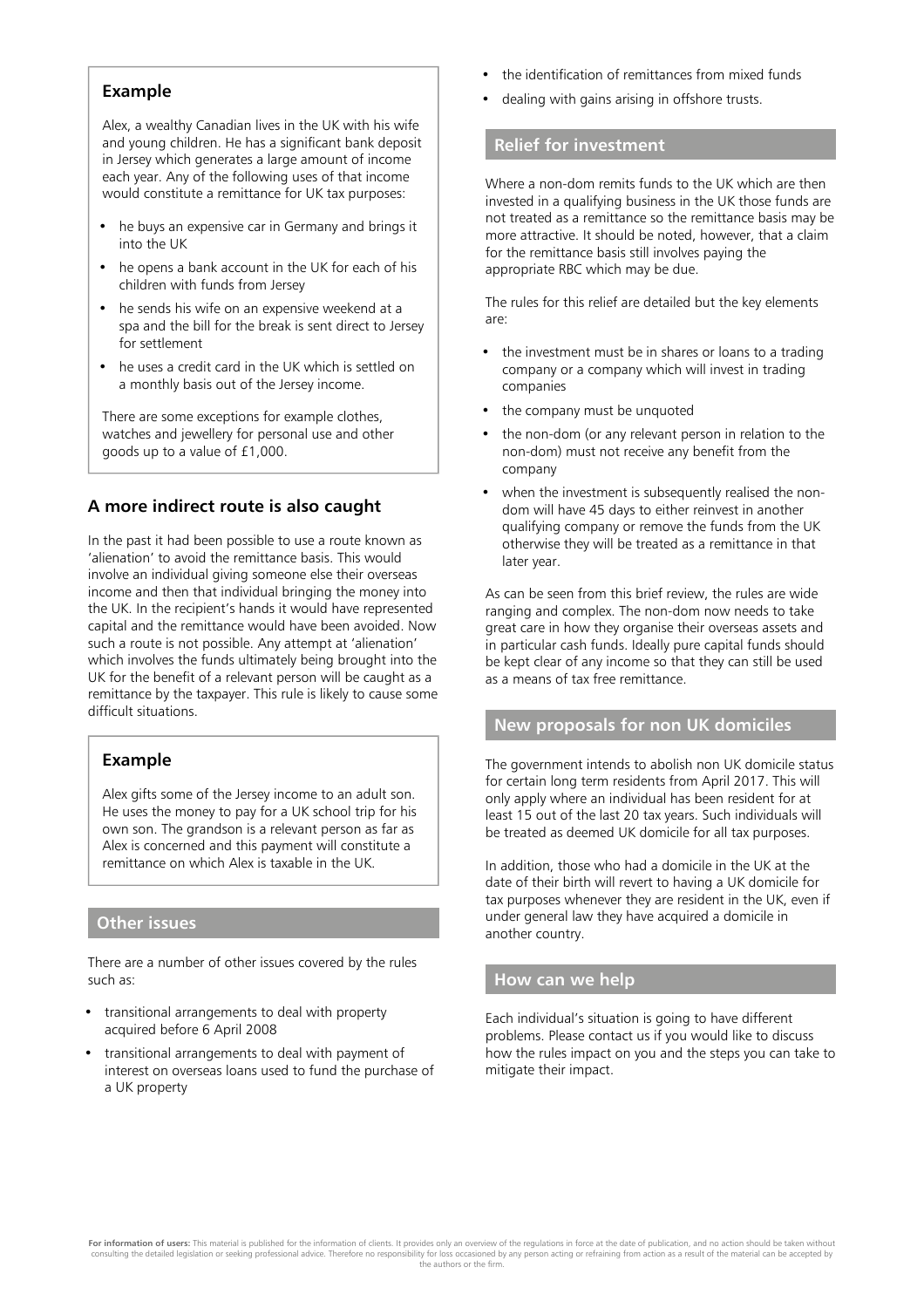### Example

Alex, a wealthy Canadian lives in the UK with his wife and young children. He has a significant bank deposit in Jersey which generates a large amount of income each year. Any of the following uses of that income would constitute a remittance for UK tax purposes:

- he buys an expensive car in Germany and brings it into the UK
- he opens a bank account in the UK for each of his children with funds from Jersey
- he sends his wife on an expensive weekend at a spa and the bill for the break is sent direct to Jersey for settlement
- he uses a credit card in the UK which is settled on a monthly basis out of the Jersey income.

There are some exceptions for example clothes, watches and jewellery for personal use and other goods up to a value of £1,000.

## A more indirect route is also caught

In the past it had been possible to use a route known as 'alienation' to avoid the remittance basis. This would involve an individual giving someone else their overseas income and then that individual bringing the money into the UK. In the recipient's hands it would have represented capital and the remittance would have been avoided. Now such a route is not possible. Any attempt at 'alienation' which involves the funds ultimately being brought into the UK for the benefit of a relevant person will be caught as a remittance by the taxpayer. This rule is likely to cause some difficult situations.

### Example

Alex gifts some of the Jersey income to an adult son. He uses the money to pay for a UK school trip for his own son. The grandson is a relevant person as far as Alex is concerned and this payment will constitute a remittance on which Alex is taxable in the UK.

## Other issues

There are a number of other issues covered by the rules such as:

- transitional arrangements to deal with property acquired before 6 April 2008
- transitional arrangements to deal with payment of interest on overseas loans used to fund the purchase of a UK property
- the identification of remittances from mixed funds
- dealing with gains arising in offshore trusts.

## Relief for investment

Where a non-dom remits funds to the UK which are then invested in a qualifying business in the UK those funds are not treated as a remittance so the remittance basis may be more attractive. It should be noted, however, that a claim for the remittance basis still involves paying the appropriate RBC which may be due.

The rules for this relief are detailed but the key elements are:

- the investment must be in shares or loans to a trading company or a company which will invest in trading companies
- the company must be unquoted
- the non-dom (or any relevant person in relation to the non-dom) must not receive any benefit from the company
- when the investment is subsequently realised the non-dom will have 45 days to either reinvest in another qualifying company or remove the funds from the UK otherwise they will be treated as a remittance in that later year.

As can be seen from this brief review, the rules are wide ranging and complex. The non-dom now needs to take great care in how they organise their overseas assets and in particular cash funds. Ideally pure capital funds should be kept clear of any income so that they can still be used as a means of tax free remittance.

## New proposals for non UK domiciles

The government intends to abolish non UK domicile status for certain long term residents from April 2017. This will only apply where an individual has been resident for at least 15 out of the last 20 tax years. Such individuals will be treated as deemed UK domicile for all tax purposes.

In addition, those who had a domicile in the UK at the date of their birth will revert to having a UK domicile for tax purposes whenever they are resident in the UK, even if under general law they have acquired a domicile in another country.

## How can we help

Each individual's situation is going to have different problems. Please contact us if you would like to discuss how the rules impact on you and the steps you can take to mitigate their impact.

**For information of users:** This material is published for the information of clients. It provides only an overview of the regulations in force at the date of publication, and no action should be taken without consulting the detailed legislation or seeking professional advice. Therefore no responsibility for loss occasioned by any person acting or refraining from action as a result of the material can be accepted by the authors or the firm.